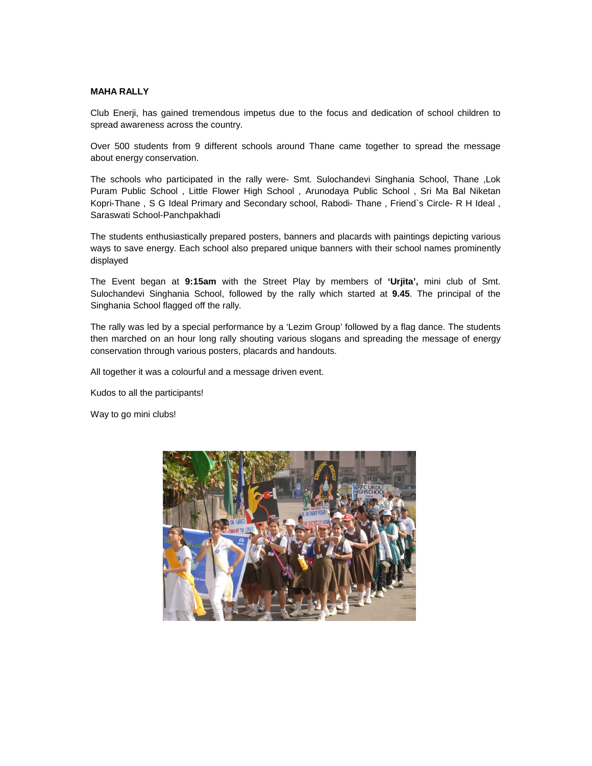**MAHA RALLY**

Club Enerji, has gained tremendous impetus due to the focus and dedication of school children to spread awareness across the country.

Over 500 students from 9 different schools around Thane came together to spread the message about energy conservation.

The schools who participated in the rally were- Smt. Sulochandevi Singhania School, Thane ,Lok Puram Public School , Little Flower High School , Arunodaya Public School , Sri Ma Bal Niketan Kopri-Thane , S G Ideal Primary and Secondary school, Rabodi- Thane , Friend`s Circle- R H Ideal , Saraswati School-Panchpakhadi

The students enthusiastically prepared posters, banners and placards with paintings depicting various ways to save energy. Each school also prepared unique banners with their school names prominently displayed

The Event began at **9:15am** with the Street Play by members of **'Urjita',** mini club of Smt. Sulochandevi Singhania School, followed by the rally which started at **9.45**. The principal of the Singhania School flagged off the rally.

The rally was led by a special performance by a 'Lezim Group' followed by a flag dance. The students then marched on an hour long rally shouting various slogans and spreading the message of energy conservation through various posters, placards and handouts.

All together it was a colourful and a message driven event.

Kudos to all the participants!

Way to go mini clubs!